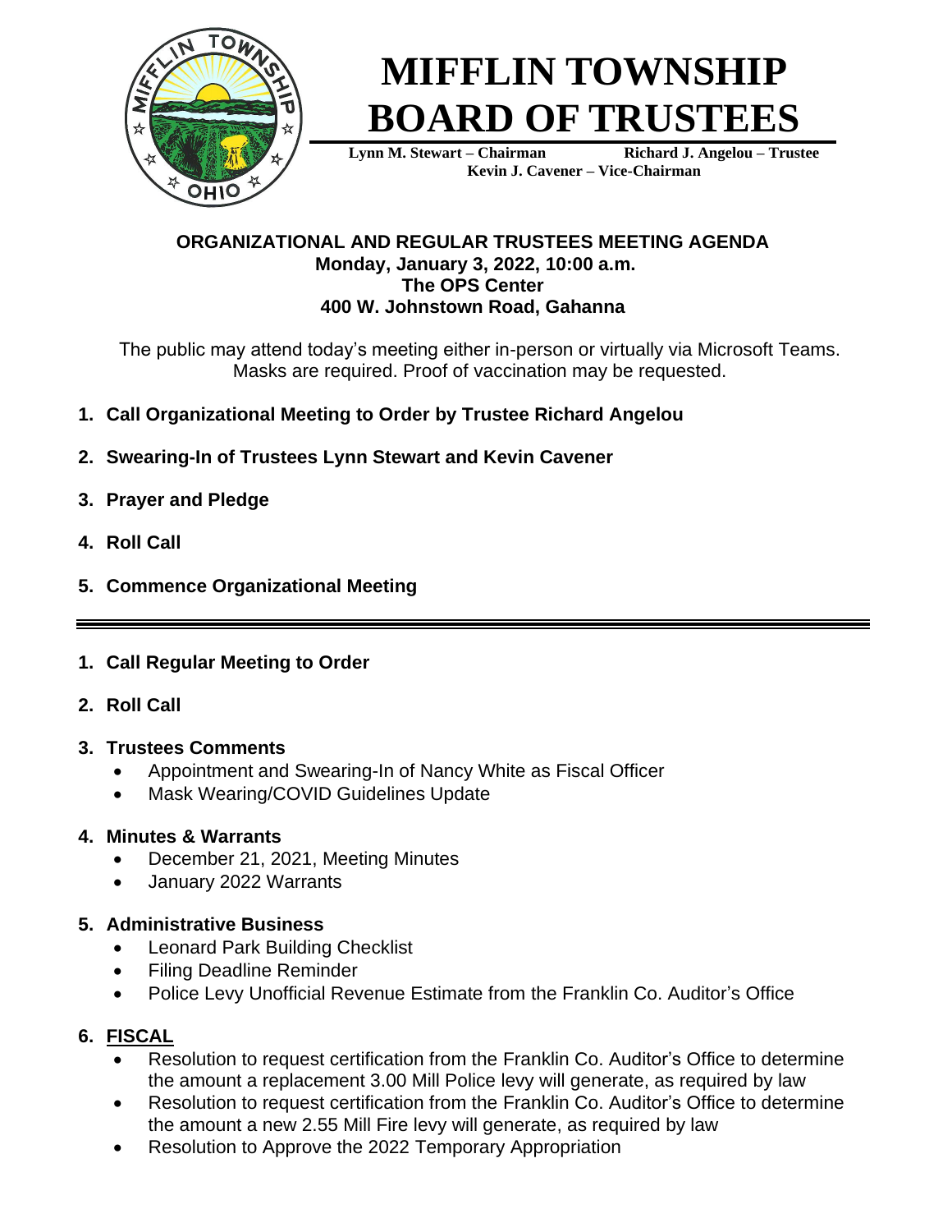# MIFFLIN TOWNSHIP BOARD OF TRUSTEES

**Lynn M. Stewart – Chairman** **Richard J. Angelou – Trustee**
**Kevin J. Cavener – Vice-Chairman**

**ORGANIZATIONAL AND REGULAR TRUSTEES MEETING AGENDA**
**Monday, January 3, 2022, 10:00 a.m.**
**The OPS Center**
**400 W. Johnstown Road, Gahanna**

The public may attend today's meeting either in-person or virtually via Microsoft Teams. Masks are required. Proof of vaccination may be requested.

1. **Call Organizational Meeting to Order by Trustee Richard Angelou**
2. **Swearing-In of Trustees Lynn Stewart and Kevin Cavener**
3. **Prayer and Pledge**
4. **Roll Call**
5. **Commence Organizational Meeting**

---

1. **Call Regular Meeting to Order**
2. **Roll Call**
3. **Trustees Comments**
   - Appointment and Swearing-In of Nancy White as Fiscal Officer
   - Mask Wearing/COVID Guidelines Update
4. **Minutes & Warrants**
   - December 21, 2021, Meeting Minutes
   - January 2022 Warrants
5. **Administrative Business**
   - Leonard Park Building Checklist
   - Filing Deadline Reminder
   - Police Levy Unofficial Revenue Estimate from the Franklin Co. Auditor's Office
6. **FISCAL**
   - Resolution to request certification from the Franklin Co. Auditor's Office to determine the amount a replacement 3.00 Mill Police levy will generate, as required by law
   - Resolution to request certification from the Franklin Co. Auditor's Office to determine the amount a new 2.55 Mill Fire levy will generate, as required by law
   - Resolution to Approve the 2022 Temporary Appropriation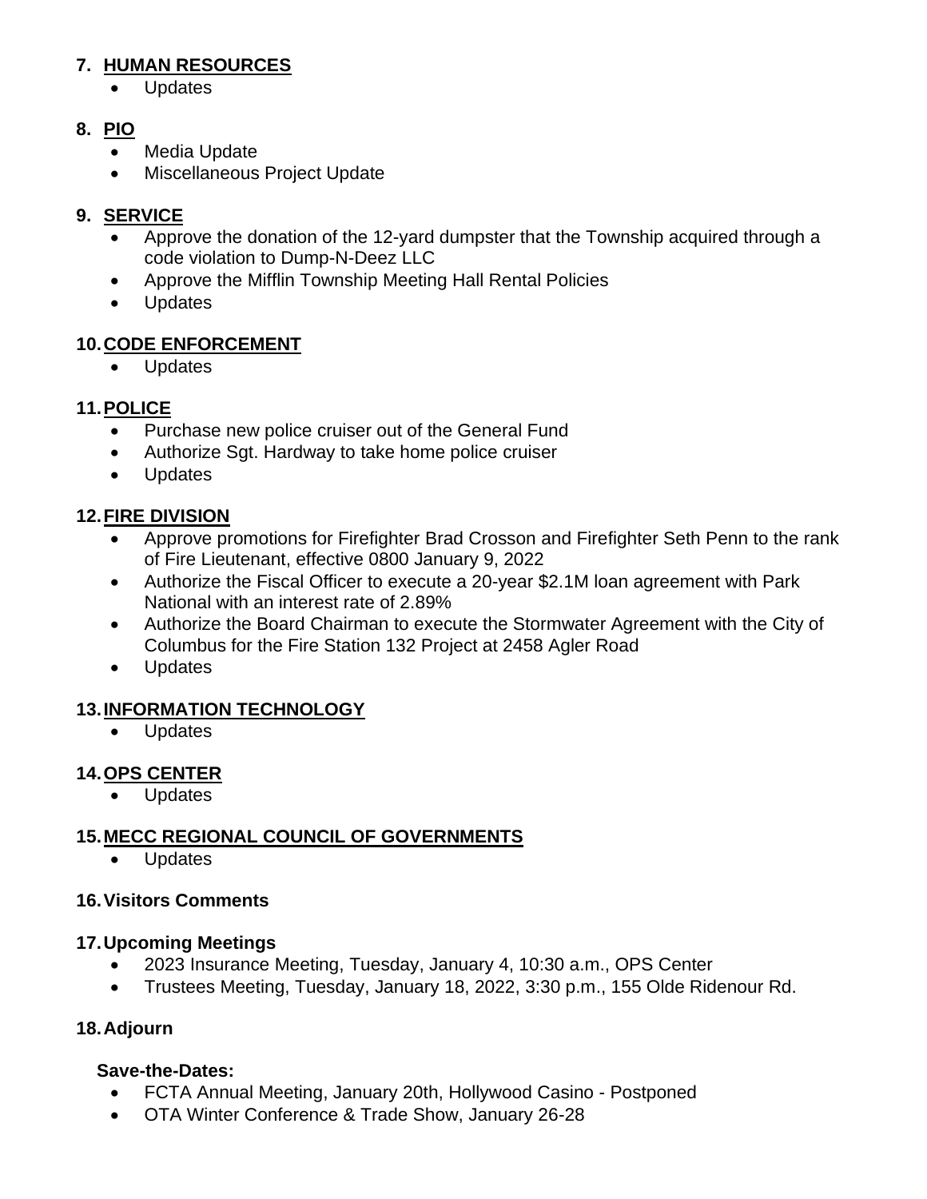7. **HUMAN RESOURCES**
   - Updates

8. **PIO**
   - Media Update
   - Miscellaneous Project Update

9. **SERVICE**
   - Approve the donation of the 12-yard dumpster that the Township acquired through a code violation to Dump-N-Deez LLC
   - Approve the Mifflin Township Meeting Hall Rental Policies
   - Updates

10. **CODE ENFORCEMENT**
    - Updates

11. **POLICE**
    - Purchase new police cruiser out of the General Fund
    - Authorize Sgt. Hardway to take home police cruiser
    - Updates

12. **FIRE DIVISION**
    - Approve promotions for Firefighter Brad Crosson and Firefighter Seth Penn to the rank of Fire Lieutenant, effective 0800 January 9, 2022
    - Authorize the Fiscal Officer to execute a 20-year $2.1M loan agreement with Park National with an interest rate of 2.89%
    - Authorize the Board Chairman to execute the Stormwater Agreement with the City of Columbus for the Fire Station 132 Project at 2458 Agler Road
    - Updates

13. **INFORMATION TECHNOLOGY**
    - Updates

14. **OPS CENTER**
    - Updates

15. **MECC REGIONAL COUNCIL OF GOVERNMENTS**
    - Updates

16. **Visitors Comments**

17. **Upcoming Meetings**
    - 2023 Insurance Meeting, Tuesday, January 4, 10:30 a.m., OPS Center
    - Trustees Meeting, Tuesday, January 18, 2022, 3:30 p.m., 155 Olde Ridenour Rd.

18. **Adjourn**

**Save-the-Dates:**
- FCTA Annual Meeting, January 20th, Hollywood Casino - Postponed
- OTA Winter Conference & Trade Show, January 26-28